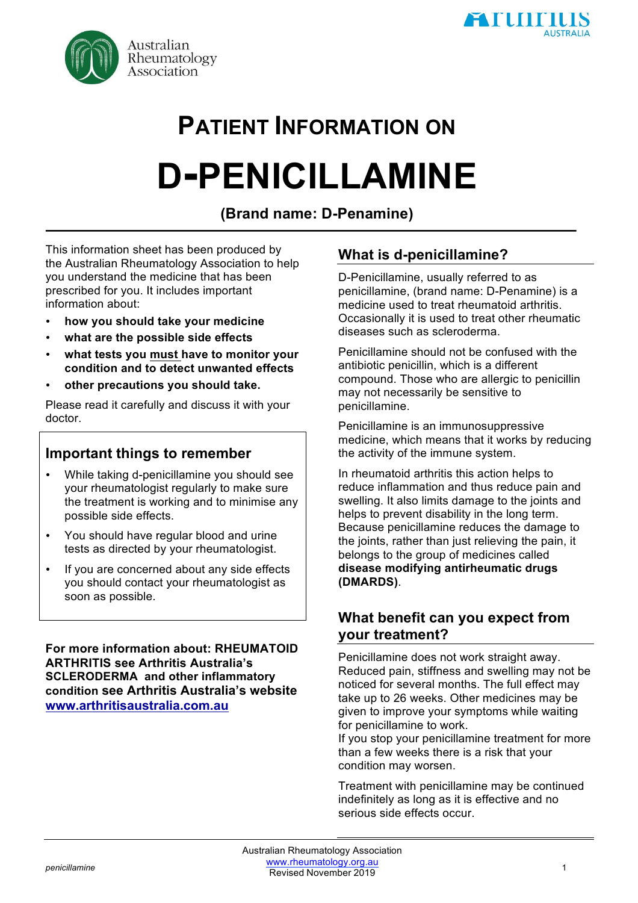# PATIENT INFORMATION ON

# D-PENICILLAMINE

**(Brand name: D-Penamine)**

This information sheet has been produced by the Australian Rheumatology Association to help you understand the medicine that has been prescribed for you. It includes important information about:

- **how you should take your medicine**
- **what are the possible side effects**
- **what tests you must have to monitor your condition and to detect unwanted effects**
- **other precautions you should take.**

Please read it carefully and discuss it with your doctor.

## Important things to remember

- While taking d-penicillamine you should see your rheumatologist regularly to make sure the treatment is working and to minimise any possible side effects.
- You should have regular blood and urine tests as directed by your rheumatologist.
- If you are concerned about any side effects you should contact your rheumatologist as soon as possible.

**For more information about: RHEUMATOID ARTHRITIS see Arthritis Australia's SCLERODERMA and other inflammatory condition see Arthritis Australia's website [www.arthritisaustralia.com.au](http://www.arthritisaustralia.com.au)**

## What is d-penicillamine?

D-Penicillamine, usually referred to as penicillamine, (brand name: D-Penamine) is a medicine used to treat rheumatoid arthritis. Occasionally it is used to treat other rheumatic diseases such as scleroderma.

Penicillamine should not be confused with the antibiotic penicillin, which is a different compound. Those who are allergic to penicillin may not necessarily be sensitive to penicillamine.

Penicillamine is an immunosuppressive medicine, which means that it works by reducing the activity of the immune system.

In rheumatoid arthritis this action helps to reduce inflammation and thus reduce pain and swelling. It also limits damage to the joints and helps to prevent disability in the long term. Because penicillamine reduces the damage to the joints, rather than just relieving the pain, it belongs to the group of medicines called **disease modifying antirheumatic drugs (DMARDS)**.

## What benefit can you expect from your treatment?

Penicillamine does not work straight away. Reduced pain, stiffness and swelling may not be noticed for several months. The full effect may take up to 26 weeks. Other medicines may be given to improve your symptoms while waiting for penicillamine to work.

If you stop your penicillamine treatment for more than a few weeks there is a risk that your condition may worsen.

Treatment with penicillamine may be continued indefinitely as long as it is effective and no serious side effects occur.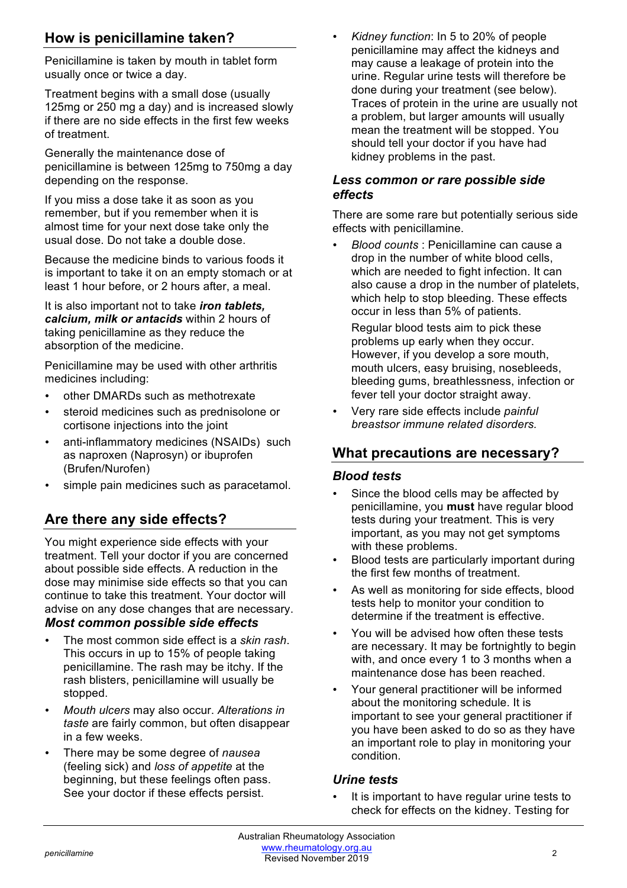## How is penicillamine taken?

Penicillamine is taken by mouth in tablet form usually once or twice a day.

Treatment begins with a small dose (usually 125mg or 250 mg a day) and is increased slowly if there are no side effects in the first few weeks of treatment.

Generally the maintenance dose of penicillamine is between 125mg to 750mg a day depending on the response.

If you miss a dose take it as soon as you remember, but if you remember when it is almost time for your next dose take only the usual dose. Do not take a double dose.

Because the medicine binds to various foods it is important to take it on an empty stomach or at least 1 hour before, or 2 hours after, a meal.

It is also important not to take ***iron tablets, calcium, milk or antacids*** within 2 hours of taking penicillamine as they reduce the absorption of the medicine.

Penicillamine may be used with other arthritis medicines including:

- other DMARDs such as methotrexate
- steroid medicines such as prednisolone or cortisone injections into the joint
- anti-inflammatory medicines (NSAIDs) such as naproxen (Naprosyn) or ibuprofen (Brufen/Nurofen)
- simple pain medicines such as paracetamol.

## Are there any side effects?

You might experience side effects with your treatment. Tell your doctor if you are concerned about possible side effects. A reduction in the dose may minimise side effects so that you can continue to take this treatment. Your doctor will advise on any dose changes that are necessary.

### *Most common possible side effects*

- The most common side effect is a *skin rash*. This occurs in up to 15% of people taking penicillamine. The rash may be itchy. If the rash blisters, penicillamine will usually be stopped.
- *Mouth ulcers* may also occur. *Alterations in taste* are fairly common, but often disappear in a few weeks.
- There may be some degree of *nausea* (feeling sick) and *loss of appetite* at the beginning, but these feelings often pass. See your doctor if these effects persist.
- *Kidney function*: In 5 to 20% of people penicillamine may affect the kidneys and may cause a leakage of protein into the urine. Regular urine tests will therefore be done during your treatment (see below). Traces of protein in the urine are usually not a problem, but larger amounts will usually mean the treatment will be stopped. You should tell your doctor if you have had kidney problems in the past.

### *Less common or rare possible side effects*

There are some rare but potentially serious side effects with penicillamine.

- *Blood counts* : Penicillamine can cause a drop in the number of white blood cells, which are needed to fight infection. It can also cause a drop in the number of platelets, which help to stop bleeding. These effects occur in less than 5% of patients.

  Regular blood tests aim to pick these problems up early when they occur. However, if you develop a sore mouth, mouth ulcers, easy bruising, nosebleeds, bleeding gums, breathlessness, infection or fever tell your doctor straight away.
- Very rare side effects include *painful breastsor immune related disorders.*

## What precautions are necessary?

### *Blood tests*

- Since the blood cells may be affected by penicillamine, you **must** have regular blood tests during your treatment. This is very important, as you may not get symptoms with these problems.
- Blood tests are particularly important during the first few months of treatment.
- As well as monitoring for side effects, blood tests help to monitor your condition to determine if the treatment is effective.
- You will be advised how often these tests are necessary. It may be fortnightly to begin with, and once every 1 to 3 months when a maintenance dose has been reached.
- Your general practitioner will be informed about the monitoring schedule. It is important to see your general practitioner if you have been asked to do so as they have an important role to play in monitoring your condition.

### *Urine tests*

- It is important to have regular urine tests to check for effects on the kidney. Testing for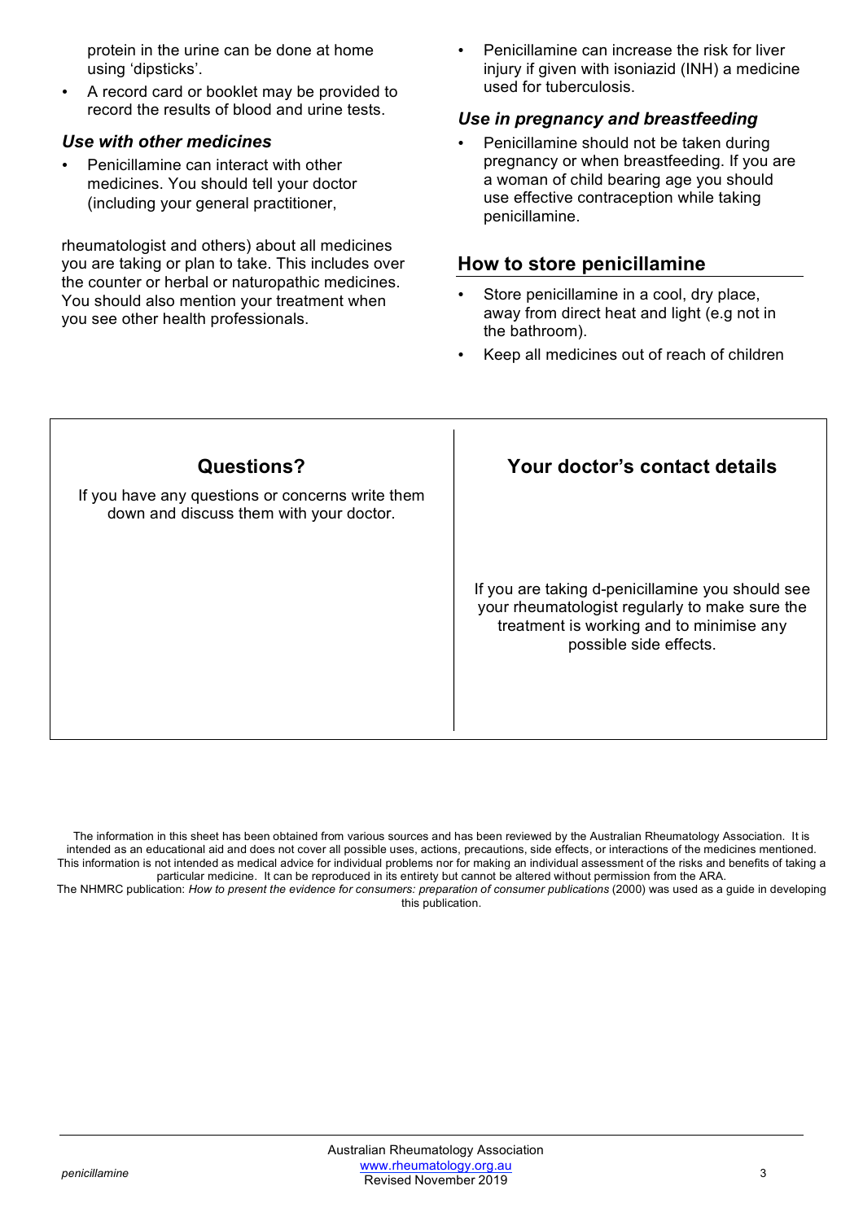protein in the urine can be done at home using 'dipsticks'.

- A record card or booklet may be provided to record the results of blood and urine tests.

### *Use with other medicines*

- Penicillamine can interact with other medicines. You should tell your doctor (including your general practitioner, rheumatologist and others) about all medicines you are taking or plan to take. This includes over the counter or herbal or naturopathic medicines. You should also mention your treatment when you see other health professionals.
- Penicillamine can increase the risk for liver injury if given with isoniazid (INH) a medicine used for tuberculosis.

### *Use in pregnancy and breastfeeding*

- Penicillamine should not be taken during pregnancy or when breastfeeding. If you are a woman of child bearing age you should use effective contraception while taking penicillamine.

## How to store penicillamine

- Store penicillamine in a cool, dry place, away from direct heat and light (e.g not in the bathroom).
- Keep all medicines out of reach of children

### Questions?

If you have any questions or concerns write them down and discuss them with your doctor.

### Your doctor's contact details

If you are taking d-penicillamine you should see your rheumatologist regularly to make sure the treatment is working and to minimise any possible side effects.

The information in this sheet has been obtained from various sources and has been reviewed by the Australian Rheumatology Association. It is intended as an educational aid and does not cover all possible uses, actions, precautions, side effects, or interactions of the medicines mentioned. This information is not intended as medical advice for individual problems nor for making an individual assessment of the risks and benefits of taking a particular medicine. It can be reproduced in its entirety but cannot be altered without permission from the ARA.
The NHMRC publication: *How to present the evidence for consumers: preparation of consumer publications* (2000) was used as a guide in developing this publication.

Australian Rheumatology Association
www.rheumatology.org.au
Revised November 2019